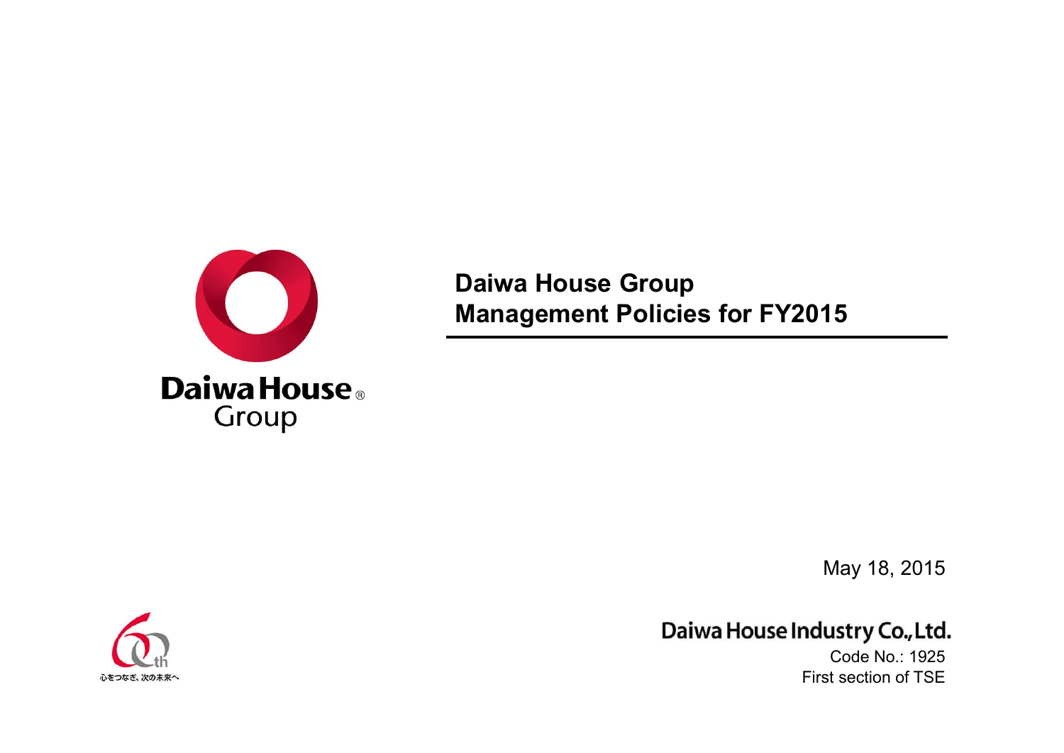Daiwa House Group

# Daiwa House Group Management Policies for FY2015

May 18, 2015

Daiwa House Industry Co.,Ltd.

Code No.: 1925

First section of TSE

心をつなぎ、次の未来へ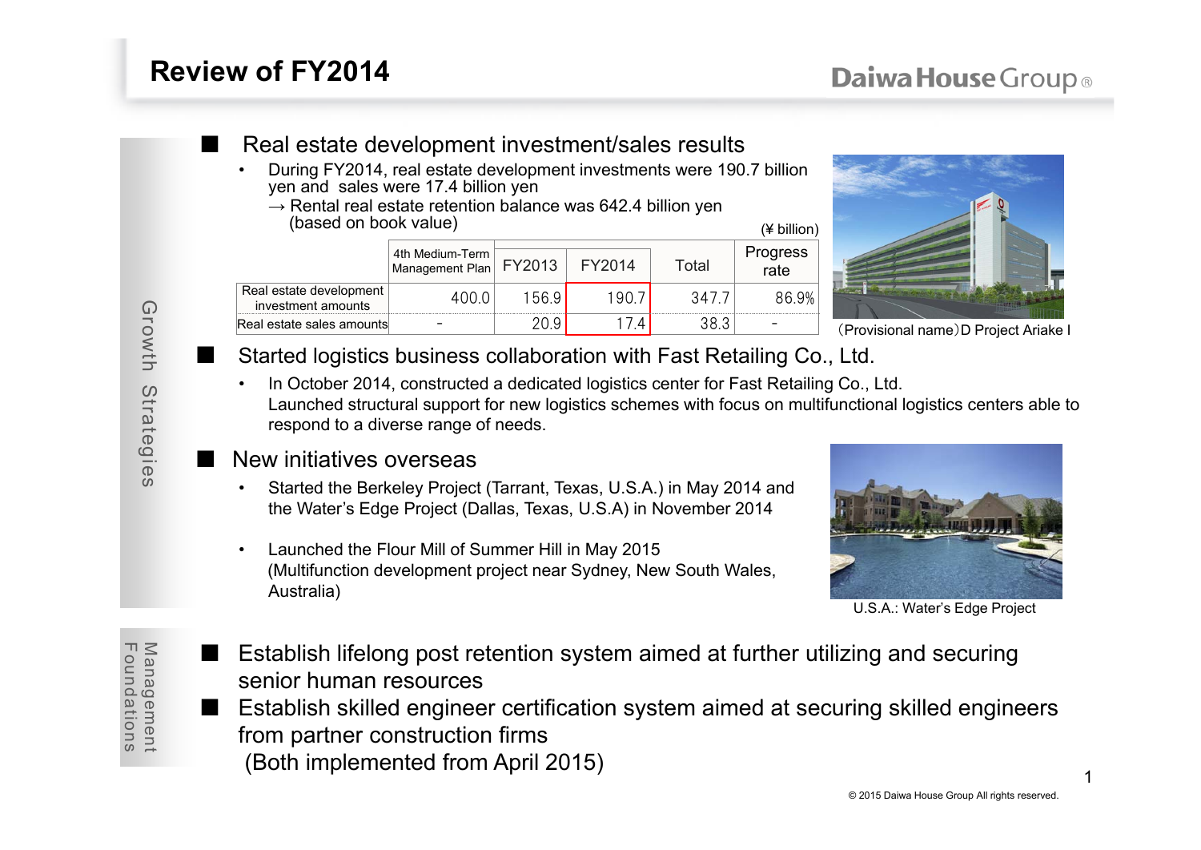# Review of FY2014

Growth Strategies

## Real estate development investment/sales results

- During FY2014, real estate development investments were 190.7 billion yen and sales were 17.4 billion yen
  → Rental real estate retention balance was 642.4 billion yen (based on book value)

(¥ billion)

| | 4th Medium-Term Management Plan | FY2013 | FY2014 | Total | Progress rate |
|---|---|---|---|---|---|
| Real estate development investment amounts | 400.0 | 156.9 | 190.7 | 347.7 | 86.9% |
| Real estate sales amounts | - | 20.9 | 17.4 | 38.3 | - |

(Provisional name) D Project Ariake I

## Started logistics business collaboration with Fast Retailing Co., Ltd.

- In October 2014, constructed a dedicated logistics center for Fast Retailing Co., Ltd. Launched structural support for new logistics schemes with focus on multifunctional logistics centers able to respond to a diverse range of needs.

## New initiatives overseas

- Started the Berkeley Project (Tarrant, Texas, U.S.A.) in May 2014 and the Water's Edge Project (Dallas, Texas, U.S.A) in November 2014
- Launched the Flour Mill of Summer Hill in May 2015 (Multifunction development project near Sydney, New South Wales, Australia)

U.S.A.: Water's Edge Project

Management Foundations

## Establish lifelong post retention system aimed at further utilizing and securing senior human resources

## Establish skilled engineer certification system aimed at securing skilled engineers from partner construction firms

(Both implemented from April 2015)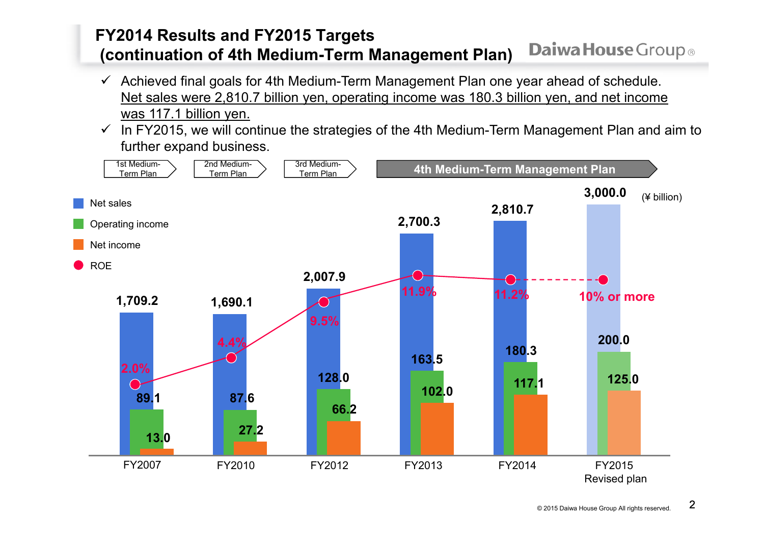## FY2014 Results and FY2015 Targets (continuation of 4th Medium-Term Management Plan)

- ✓ Achieved final goals for 4th Medium-Term Management Plan one year ahead of schedule. Net sales were 2,810.7 billion yen, operating income was 180.3 billion yen, and net income was 117.1 billion yen.
- ✓ In FY2015, we will continue the strategies of the 4th Medium-Term Management Plan and aim to further expand business.

1st Medium-Term Plan
2nd Medium-Term Plan
3rd Medium-Term Plan
4th Medium-Term Management Plan

(¥ billion)

Net sales
Operating income
Net income
ROE

FY2007: 1,709.2 / 89.1 / 13.0 / 2.0%
FY2010: 1,690.1 / 87.6 / 27.2 / 4.4%
FY2012: 2,007.9 / 128.0 / 66.2 / 9.5%
FY2013: 2,700.3 / 163.5 / 102.0 / 11.9%
FY2014: 2,810.7 / 180.3 / 117.1 / 11.2%
FY2015 Revised plan: 3,000.0 / 200.0 / 125.0 / 10% or more

© 2015 Daiwa House Group All rights reserved.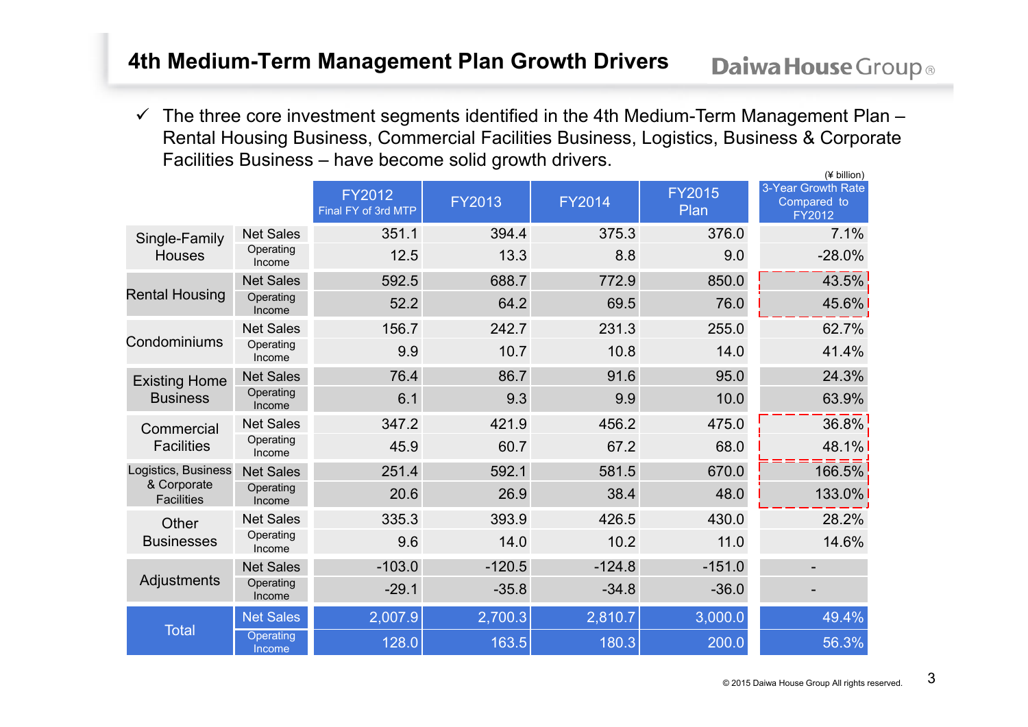# 4th Medium-Term Management Plan Growth Drivers

✓ The three core investment segments identified in the 4th Medium-Term Management Plan – Rental Housing Business, Commercial Facilities Business, Logistics, Business & Corporate Facilities Business – have become solid growth drivers.

(¥ billion)

| | | FY2012 Final FY of 3rd MTP | FY2013 | FY2014 | FY2015 Plan | 3-Year Growth Rate Compared to FY2012 |
|---|---|---|---|---|---|---|
| Single-Family Houses | Net Sales | 351.1 | 394.4 | 375.3 | 376.0 | 7.1% |
| | Operating Income | 12.5 | 13.3 | 8.8 | 9.0 | -28.0% |
| Rental Housing | Net Sales | 592.5 | 688.7 | 772.9 | 850.0 | 43.5% |
| | Operating Income | 52.2 | 64.2 | 69.5 | 76.0 | 45.6% |
| Condominiums | Net Sales | 156.7 | 242.7 | 231.3 | 255.0 | 62.7% |
| | Operating Income | 9.9 | 10.7 | 10.8 | 14.0 | 41.4% |
| Existing Home Business | Net Sales | 76.4 | 86.7 | 91.6 | 95.0 | 24.3% |
| | Operating Income | 6.1 | 9.3 | 9.9 | 10.0 | 63.9% |
| Commercial Facilities | Net Sales | 347.2 | 421.9 | 456.2 | 475.0 | 36.8% |
| | Operating Income | 45.9 | 60.7 | 67.2 | 68.0 | 48.1% |
| Logistics, Business & Corporate Facilities | Net Sales | 251.4 | 592.1 | 581.5 | 670.0 | 166.5% |
| | Operating Income | 20.6 | 26.9 | 38.4 | 48.0 | 133.0% |
| Other Businesses | Net Sales | 335.3 | 393.9 | 426.5 | 430.0 | 28.2% |
| | Operating Income | 9.6 | 14.0 | 10.2 | 11.0 | 14.6% |
| Adjustments | Net Sales | -103.0 | -120.5 | -124.8 | -151.0 | - |
| | Operating Income | -29.1 | -35.8 | -34.8 | -36.0 | - |
| Total | Net Sales | 2,007.9 | 2,700.3 | 2,810.7 | 3,000.0 | 49.4% |
| | Operating Income | 128.0 | 163.5 | 180.3 | 200.0 | 56.3% |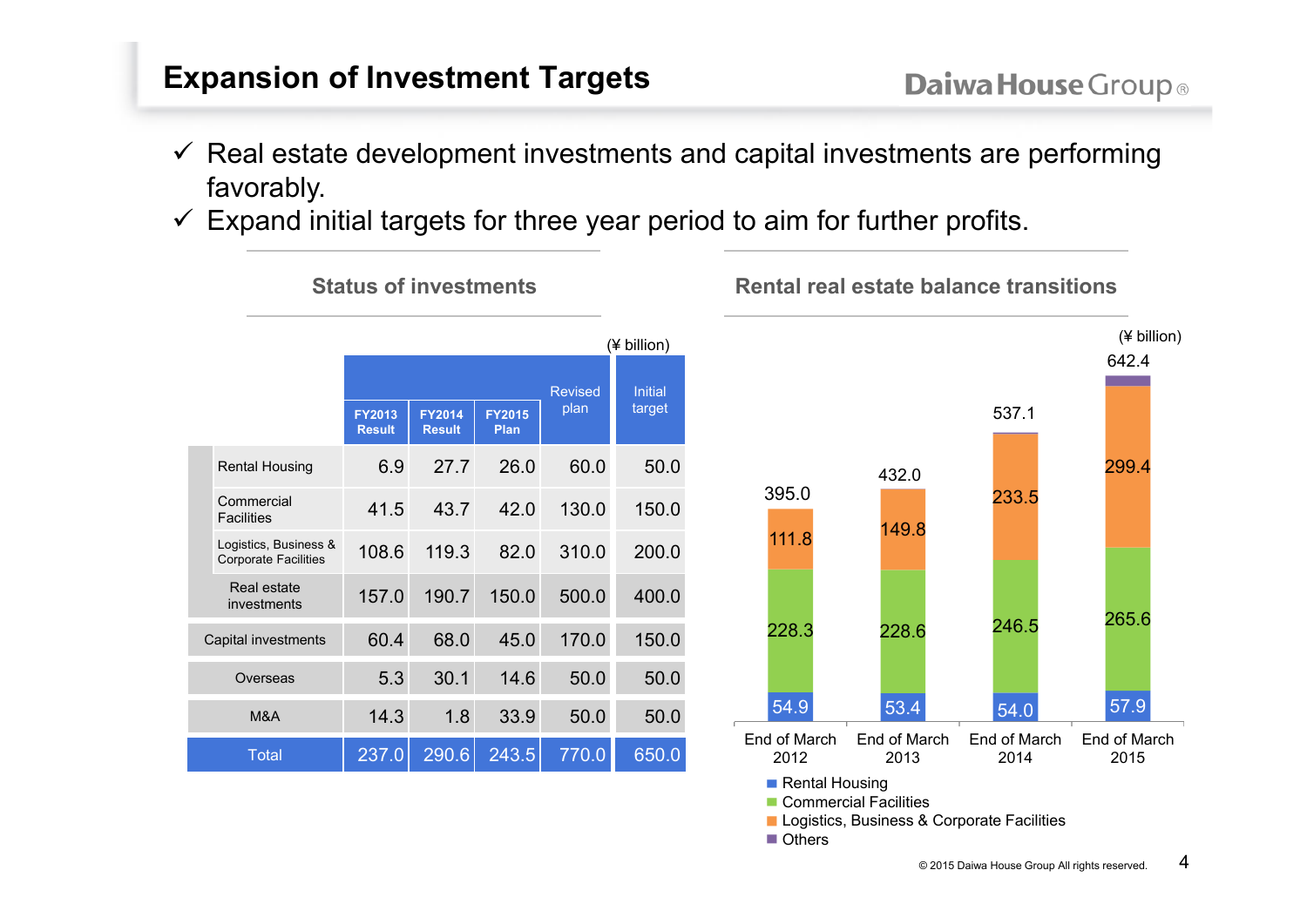# Expansion of Investment Targets

- ✓ Real estate development investments and capital investments are performing favorably.
- ✓ Expand initial targets for three year period to aim for further profits.

## Status of investments

(¥ billion)

| | FY2013 Result | FY2014 Result | FY2015 Plan | Revised plan | Initial target |
|---|---|---|---|---|---|
| Rental Housing | 6.9 | 27.7 | 26.0 | 60.0 | 50.0 |
| Commercial Facilities | 41.5 | 43.7 | 42.0 | 130.0 | 150.0 |
| Logistics, Business & Corporate Facilities | 108.6 | 119.3 | 82.0 | 310.0 | 200.0 |
| Real estate investments | 157.0 | 190.7 | 150.0 | 500.0 | 400.0 |
| Capital investments | 60.4 | 68.0 | 45.0 | 170.0 | 150.0 |
| Overseas | 5.3 | 30.1 | 14.6 | 50.0 | 50.0 |
| M&A | 14.3 | 1.8 | 33.9 | 50.0 | 50.0 |
| Total | 237.0 | 290.6 | 243.5 | 770.0 | 650.0 |

## Rental real estate balance transitions

(¥ billion)

End of March 2012: 395.0, 111.8, 228.3, 54.9

End of March 2013: 432.0, 149.8, 228.6, 53.4

End of March 2014: 537.1, 233.5, 246.5, 54.0

End of March 2015: 642.4, 299.4, 265.6, 57.9

Rental Housing
Commercial Facilities
Logistics, Business & Corporate Facilities
Others

© 2015 Daiwa House Group All rights reserved.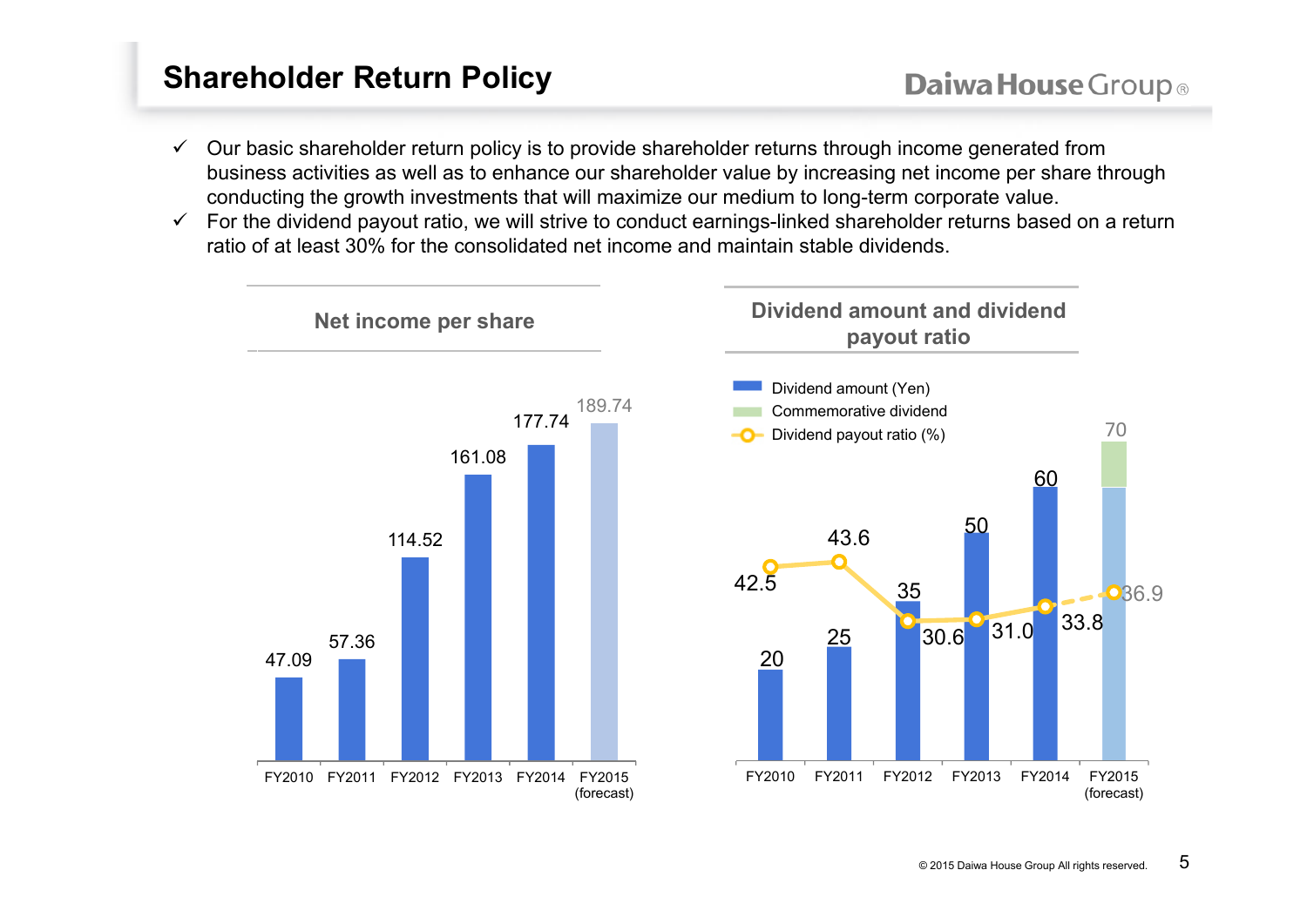# Shareholder Return Policy

- ✓ Our basic shareholder return policy is to provide shareholder returns through income generated from business activities as well as to enhance our shareholder value by increasing net income per share through conducting the growth investments that will maximize our medium to long-term corporate value.
- ✓ For the dividend payout ratio, we will strive to conduct earnings-linked shareholder returns based on a return ratio of at least 30% for the consolidated net income and maintain stable dividends.

## Net income per share

47.09
57.36
114.52
161.08
177.74
189.74

FY2010
FY2011
FY2012
FY2013
FY2014
FY2015 (forecast)

## Dividend amount and dividend payout ratio

Dividend amount (Yen)
Commemorative dividend
Dividend payout ratio (%)

20
25
35
50
60
70

42.5
43.6
30.6
31.0
33.8
36.9

FY2010
FY2011
FY2012
FY2013
FY2014
FY2015 (forecast)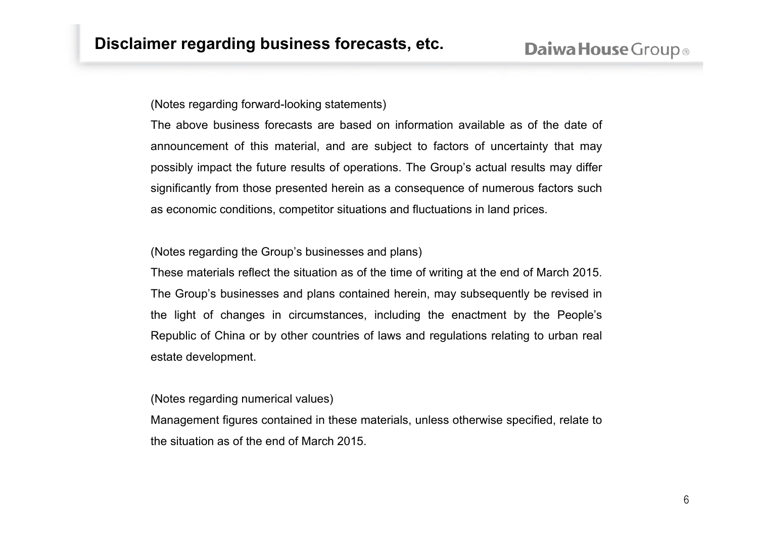# Disclaimer regarding business forecasts, etc.

(Notes regarding forward-looking statements)

The above business forecasts are based on information available as of the date of announcement of this material, and are subject to factors of uncertainty that may possibly impact the future results of operations. The Group's actual results may differ significantly from those presented herein as a consequence of numerous factors such as economic conditions, competitor situations and fluctuations in land prices.

(Notes regarding the Group's businesses and plans)

These materials reflect the situation as of the time of writing at the end of March 2015. The Group's businesses and plans contained herein, may subsequently be revised in the light of changes in circumstances, including the enactment by the People's Republic of China or by other countries of laws and regulations relating to urban real estate development.

(Notes regarding numerical values)

Management figures contained in these materials, unless otherwise specified, relate to the situation as of the end of March 2015.